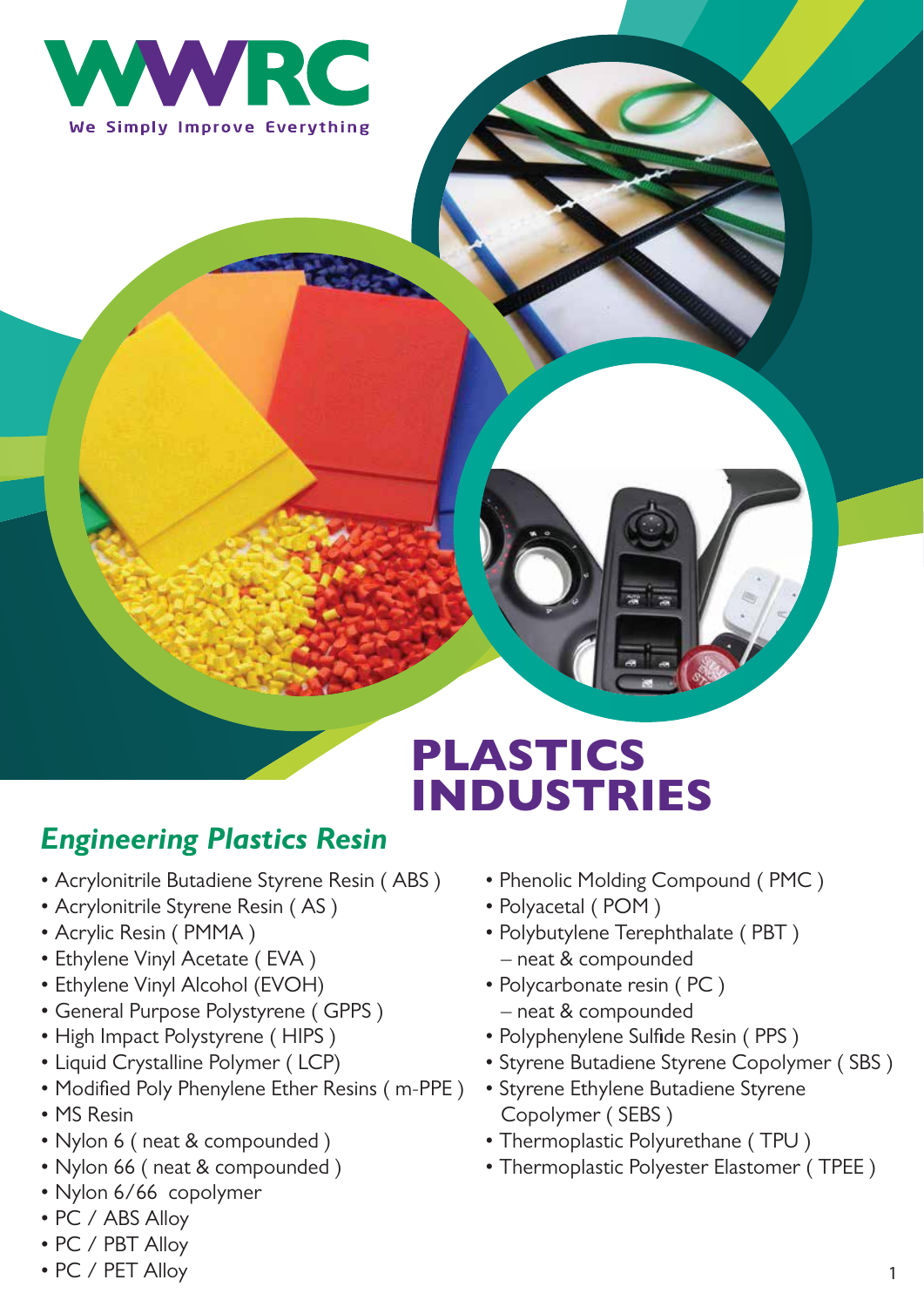WWRC

We Simply Improve Everything

# PLASTICS INDUSTRIES

## *Engineering Plastics Resin*

- Acrylonitrile Butadiene Styrene Resin ( ABS )
- Acrylonitrile Styrene Resin ( AS )
- Acrylic Resin ( PMMA )
- Ethylene Vinyl Acetate ( EVA )
- Ethylene Vinyl Alcohol (EVOH)
- General Purpose Polystyrene ( GPPS )
- High Impact Polystyrene ( HIPS )
- Liquid Crystalline Polymer ( LCP)
- Modified Poly Phenylene Ether Resins ( m-PPE )
- MS Resin
- Nylon 6 ( neat & compounded )
- Nylon 66 ( neat & compounded )
- Nylon 6/66 copolymer
- PC / ABS Alloy
- PC / PBT Alloy
- PC / PET Alloy
- Phenolic Molding Compound ( PMC )
- Polyacetal ( POM )
- Polybutylene Terephthalate ( PBT ) – neat & compounded
- Polycarbonate resin ( PC ) – neat & compounded
- Polyphenylene Sulfide Resin ( PPS )
- Styrene Butadiene Styrene Copolymer ( SBS )
- Styrene Ethylene Butadiene Styrene Copolymer ( SEBS )
- Thermoplastic Polyurethane ( TPU )
- Thermoplastic Polyester Elastomer ( TPEE )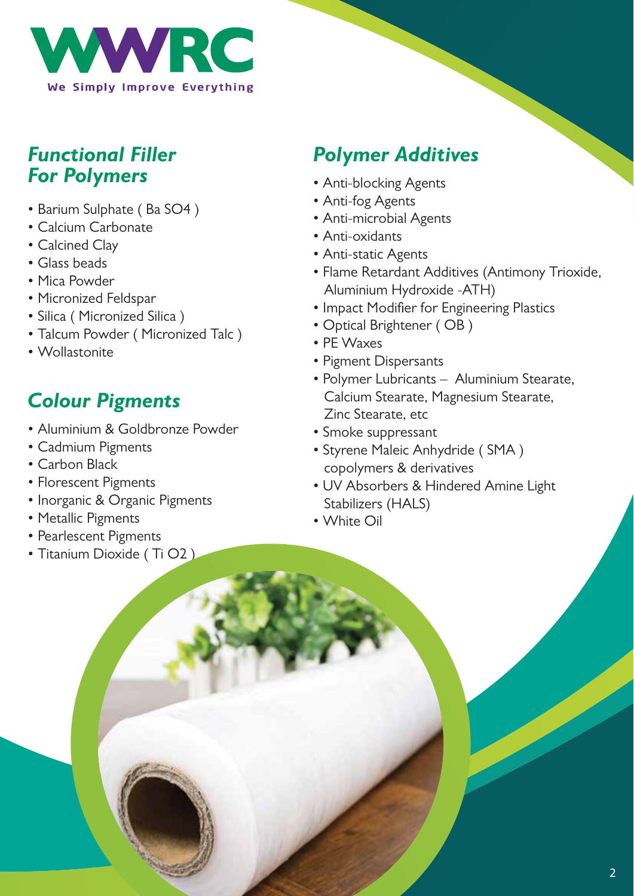**WWRC**

We Simply Improve Everything

## Functional Filler For Polymers

- Barium Sulphate ( Ba SO4 )
- Calcium Carbonate
- Calcined Clay
- Glass beads
- Mica Powder
- Micronized Feldspar
- Silica ( Micronized Silica )
- Talcum Powder ( Micronized Talc )
- Wollastonite

## Colour Pigments

- Aluminium & Goldbronze Powder
- Cadmium Pigments
- Carbon Black
- Florescent Pigments
- Inorganic & Organic Pigments
- Metallic Pigments
- Pearlescent Pigments
- Titanium Dioxide ( Ti O2 )

## Polymer Additives

- Anti-blocking Agents
- Anti-fog Agents
- Anti-microbial Agents
- Anti-oxidants
- Anti-static Agents
- Flame Retardant Additives (Antimony Trioxide, Aluminium Hydroxide -ATH)
- Impact Modifier for Engineering Plastics
- Optical Brightener ( OB )
- PE Waxes
- Pigment Dispersants
- Polymer Lubricants – Aluminium Stearate, Calcium Stearate, Magnesium Stearate, Zinc Stearate, etc
- Smoke suppressant
- Styrene Maleic Anhydride ( SMA ) copolymers & derivatives
- UV Absorbers & Hindered Amine Light Stabilizers (HALS)
- White Oil